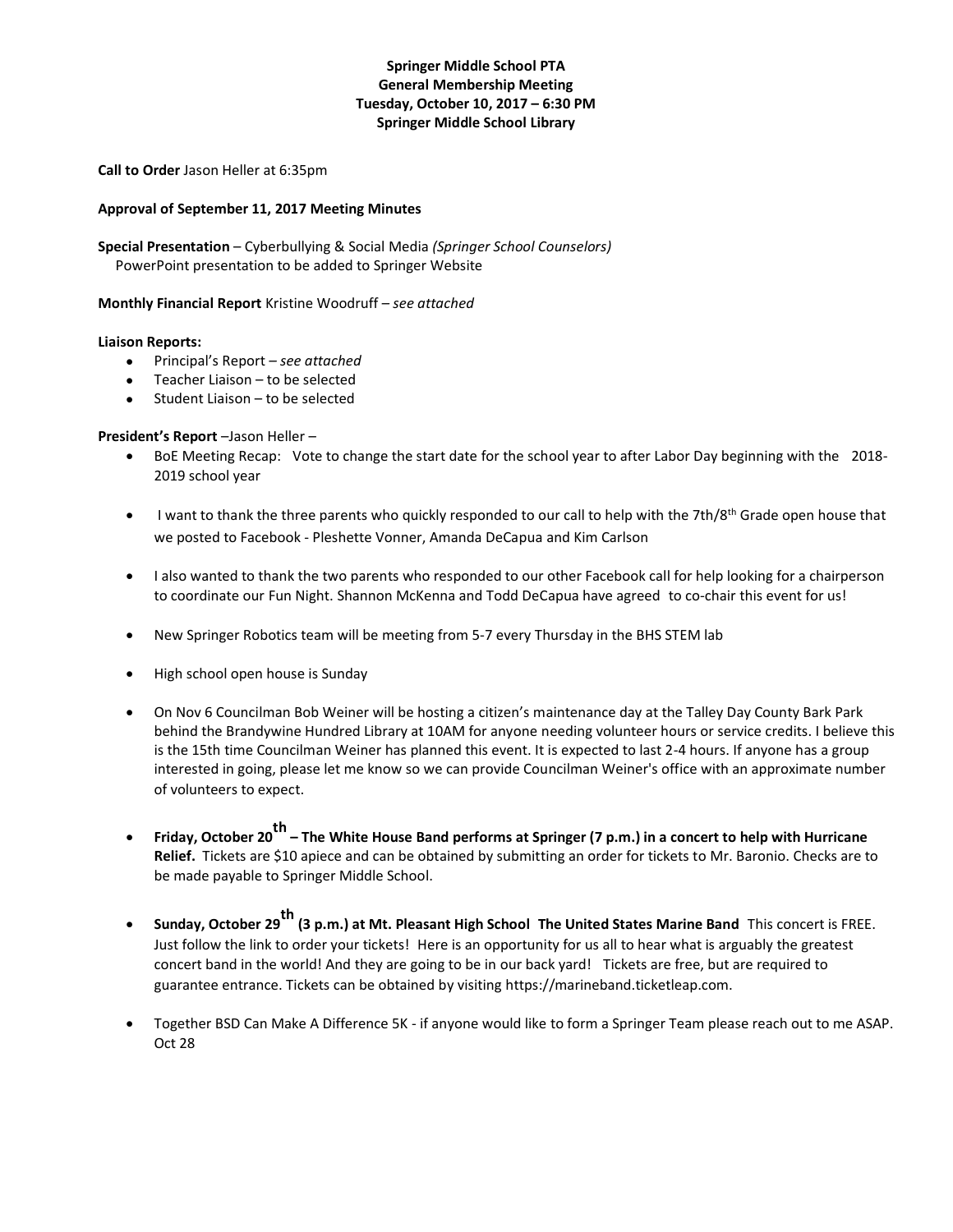**Springer Middle School PTA**
**General Membership Meeting**
**Tuesday, October 10, 2017 – 6:30 PM**
**Springer Middle School Library**

**Call to Order** Jason Heller at 6:35pm

**Approval of September 11, 2017 Meeting Minutes**

**Special Presentation** – Cyberbullying & Social Media *(Springer School Counselors)*
PowerPoint presentation to be added to Springer Website

**Monthly Financial Report** Kristine Woodruff – *see attached*

**Liaison Reports:**

- Principal's Report – *see attached*
- Teacher Liaison – to be selected
- Student Liaison – to be selected

**President's Report** –Jason Heller –

- BoE Meeting Recap: Vote to change the start date for the school year to after Labor Day beginning with the 2018-2019 school year
- I want to thank the three parents who quickly responded to our call to help with the 7th/8th Grade open house that we posted to Facebook - Pleshette Vonner, Amanda DeCapua and Kim Carlson
- I also wanted to thank the two parents who responded to our other Facebook call for help looking for a chairperson to coordinate our Fun Night. Shannon McKenna and Todd DeCapua have agreed to co-chair this event for us!
- New Springer Robotics team will be meeting from 5-7 every Thursday in the BHS STEM lab
- High school open house is Sunday
- On Nov 6 Councilman Bob Weiner will be hosting a citizen's maintenance day at the Talley Day County Bark Park behind the Brandywine Hundred Library at 10AM for anyone needing volunteer hours or service credits. I believe this is the 15th time Councilman Weiner has planned this event. It is expected to last 2-4 hours. If anyone has a group interested in going, please let me know so we can provide Councilman Weiner's office with an approximate number of volunteers to expect.
- **Friday, October 20th – The White House Band performs at Springer (7 p.m.) in a concert to help with Hurricane Relief.** Tickets are $10 apiece and can be obtained by submitting an order for tickets to Mr. Baronio. Checks are to be made payable to Springer Middle School.
- **Sunday, October 29th (3 p.m.) at Mt. Pleasant High School The United States Marine Band** This concert is FREE. Just follow the link to order your tickets! Here is an opportunity for us all to hear what is arguably the greatest concert band in the world! And they are going to be in our back yard! Tickets are free, but are required to guarantee entrance. Tickets can be obtained by visiting https://marineband.ticketleap.com.
- Together BSD Can Make A Difference 5K - if anyone would like to form a Springer Team please reach out to me ASAP. Oct 28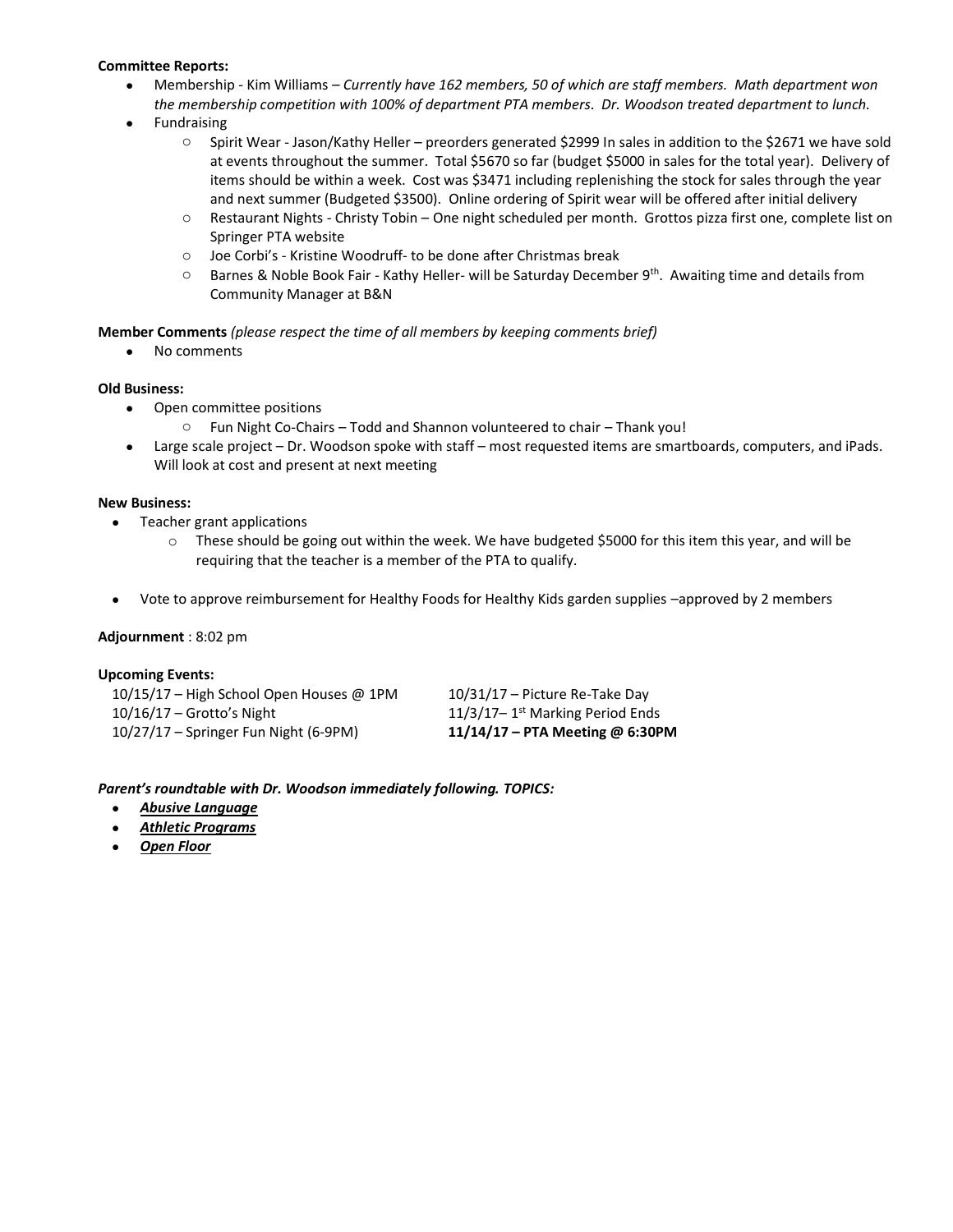**Committee Reports:**

- Membership - Kim Williams – *Currently have 162 members, 50 of which are staff members. Math department won the membership competition with 100% of department PTA members. Dr. Woodson treated department to lunch.*
- Fundraising
  - Spirit Wear - Jason/Kathy Heller – preorders generated $2999 In sales in addition to the $2671 we have sold at events throughout the summer. Total $5670 so far (budget $5000 in sales for the total year). Delivery of items should be within a week. Cost was $3471 including replenishing the stock for sales through the year and next summer (Budgeted $3500). Online ordering of Spirit wear will be offered after initial delivery
  - Restaurant Nights - Christy Tobin – One night scheduled per month. Grottos pizza first one, complete list on Springer PTA website
  - Joe Corbi's - Kristine Woodruff- to be done after Christmas break
  - Barnes & Noble Book Fair - Kathy Heller- will be Saturday December 9th. Awaiting time and details from Community Manager at B&N

**Member Comments** *(please respect the time of all members by keeping comments brief)*

- No comments

**Old Business:**

- Open committee positions
  - Fun Night Co-Chairs – Todd and Shannon volunteered to chair – Thank you!
- Large scale project – Dr. Woodson spoke with staff – most requested items are smartboards, computers, and iPads. Will look at cost and present at next meeting

**New Business:**

- Teacher grant applications
  - These should be going out within the week. We have budgeted $5000 for this item this year, and will be requiring that the teacher is a member of the PTA to qualify.
- Vote to approve reimbursement for Healthy Foods for Healthy Kids garden supplies –approved by 2 members

**Adjournment** : 8:02 pm

**Upcoming Events:**

10/15/17 – High School Open Houses @ 1PM
10/16/17 – Grotto's Night
10/27/17 – Springer Fun Night (6-9PM)
10/31/17 – Picture Re-Take Day
11/3/17– 1st Marking Period Ends
**11/14/17 – PTA Meeting @ 6:30PM**

***Parent's roundtable with Dr. Woodson immediately following. TOPICS:***

- ***Abusive Language***
- ***Athletic Programs***
- ***Open Floor***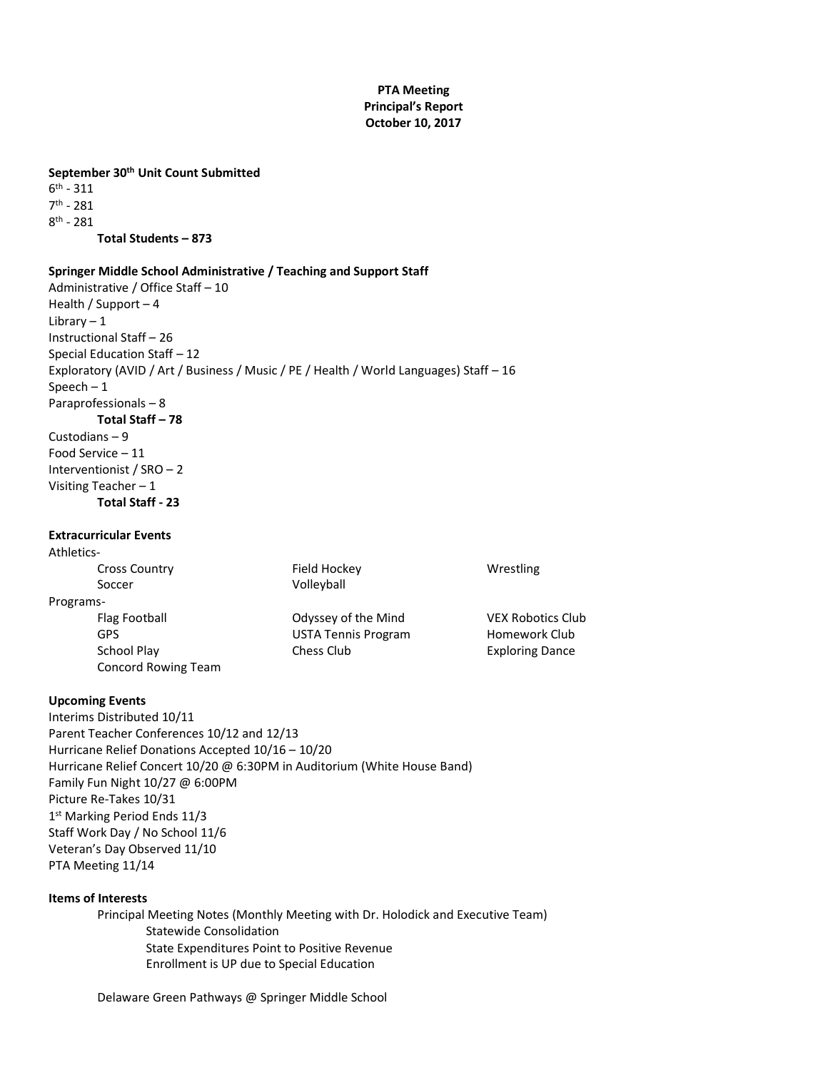**PTA Meeting**
**Principal's Report**
**October 10, 2017**

**September 30th Unit Count Submitted**

6th - 311
7th - 281
8th - 281

**Total Students – 873**

**Springer Middle School Administrative / Teaching and Support Staff**

Administrative / Office Staff – 10
Health / Support – 4
Library – 1
Instructional Staff – 26
Special Education Staff – 12
Exploratory (AVID / Art / Business / Music / PE / Health / World Languages) Staff – 16
Speech – 1
Paraprofessionals – 8

**Total Staff – 78**

Custodians – 9
Food Service – 11
Interventionist / SRO – 2
Visiting Teacher – 1

**Total Staff - 23**

**Extracurricular Events**

Athletics-

- Cross Country
- Field Hockey
- Wrestling
- Soccer
- Volleyball

Programs-

- Flag Football
- Odyssey of the Mind
- VEX Robotics Club
- GPS
- USTA Tennis Program
- Homework Club
- School Play
- Chess Club
- Exploring Dance
- Concord Rowing Team

**Upcoming Events**

Interims Distributed 10/11
Parent Teacher Conferences 10/12 and 12/13
Hurricane Relief Donations Accepted 10/16 – 10/20
Hurricane Relief Concert 10/20 @ 6:30PM in Auditorium (White House Band)
Family Fun Night 10/27 @ 6:00PM
Picture Re-Takes 10/31
1st Marking Period Ends 11/3
Staff Work Day / No School 11/6
Veteran's Day Observed 11/10
PTA Meeting 11/14

**Items of Interests**

Principal Meeting Notes (Monthly Meeting with Dr. Holodick and Executive Team)

- Statewide Consolidation
- State Expenditures Point to Positive Revenue
- Enrollment is UP due to Special Education

Delaware Green Pathways @ Springer Middle School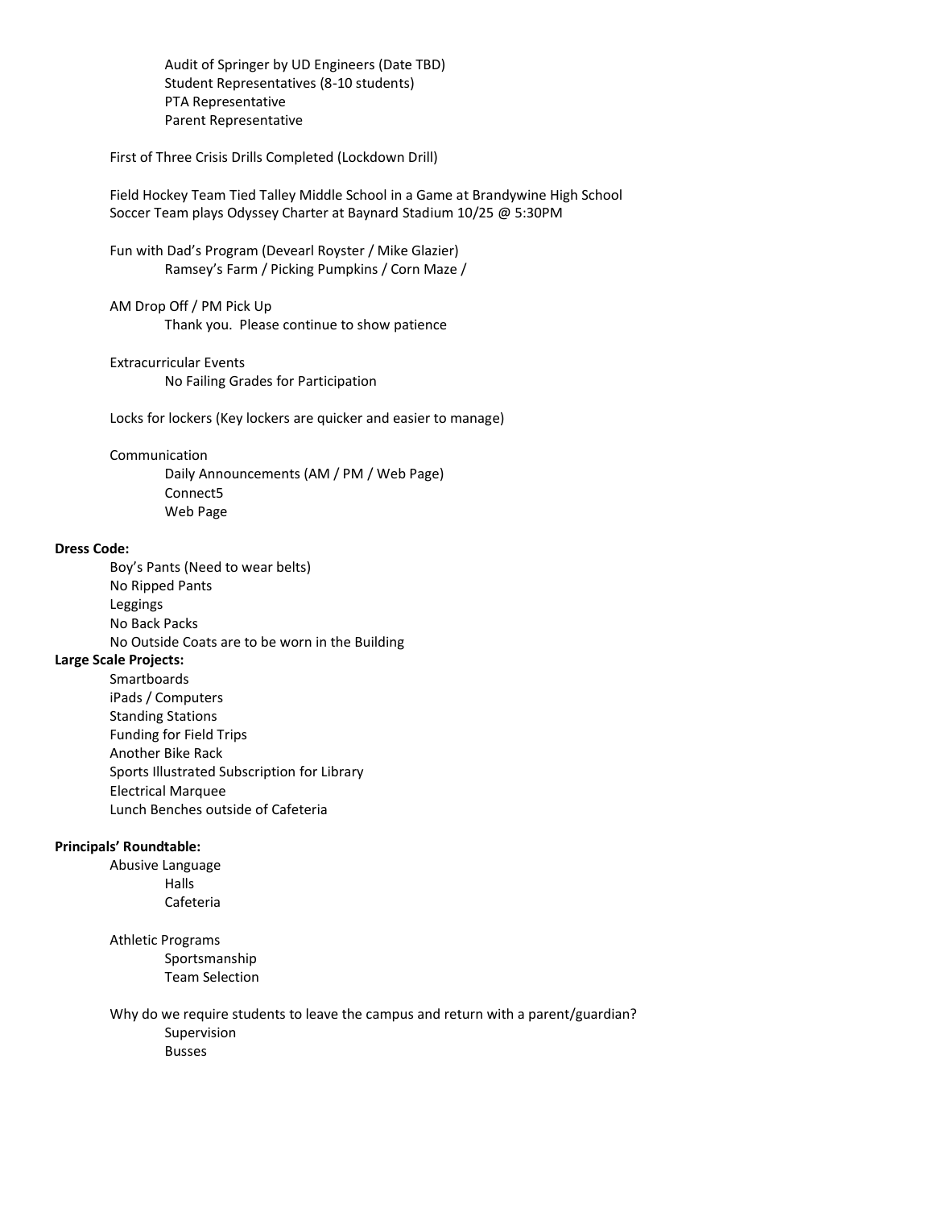- Audit of Springer by UD Engineers (Date TBD)
- Student Representatives (8-10 students)
- PTA Representative
- Parent Representative

First of Three Crisis Drills Completed (Lockdown Drill)

Field Hockey Team Tied Talley Middle School in a Game at Brandywine High School
Soccer Team plays Odyssey Charter at Baynard Stadium 10/25 @ 5:30PM

Fun with Dad's Program (Devearl Royster / Mike Glazier)
- Ramsey's Farm / Picking Pumpkins / Corn Maze /

AM Drop Off / PM Pick Up
- Thank you. Please continue to show patience

Extracurricular Events
- No Failing Grades for Participation

Locks for lockers (Key lockers are quicker and easier to manage)

Communication
- Daily Announcements (AM / PM / Web Page)
- Connect5
- Web Page

**Dress Code:**

- Boy's Pants (Need to wear belts)
- No Ripped Pants
- Leggings
- No Back Packs
- No Outside Coats are to be worn in the Building

**Large Scale Projects:**

- Smartboards
- iPads / Computers
- Standing Stations
- Funding for Field Trips
- Another Bike Rack
- Sports Illustrated Subscription for Library
- Electrical Marquee
- Lunch Benches outside of Cafeteria

**Principals' Roundtable:**

Abusive Language
- Halls
- Cafeteria

Athletic Programs
- Sportsmanship
- Team Selection

Why do we require students to leave the campus and return with a parent/guardian?
- Supervision
- Busses